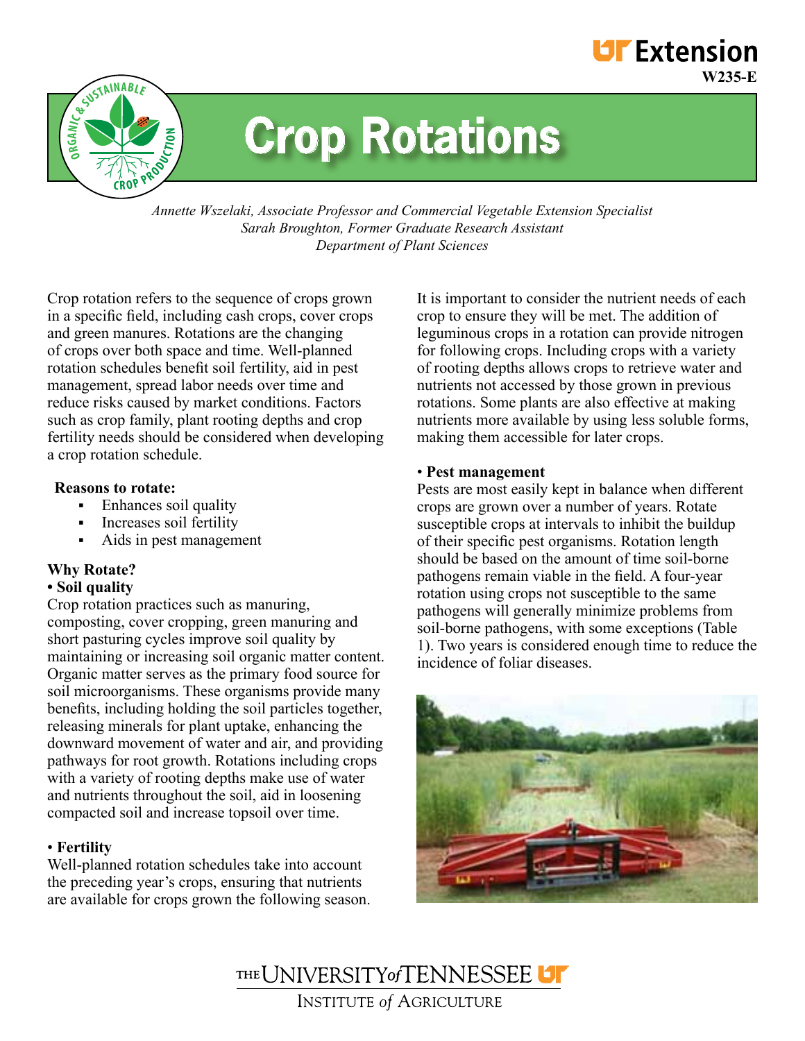UT Extension
W235-E

# Crop Rotations

*Annette Wszelaki, Associate Professor and Commercial Vegetable Extension Specialist*
*Sarah Broughton, Former Graduate Research Assistant*
*Department of Plant Sciences*

Crop rotation refers to the sequence of crops grown in a specific field, including cash crops, cover crops and green manures. Rotations are the changing of crops over both space and time. Well-planned rotation schedules benefit soil fertility, aid in pest management, spread labor needs over time and reduce risks caused by market conditions. Factors such as crop family, plant rooting depths and crop fertility needs should be considered when developing a crop rotation schedule.

**Reasons to rotate:**

- Enhances soil quality
- Increases soil fertility
- Aids in pest management

## Why Rotate?

**• Soil quality**

Crop rotation practices such as manuring, composting, cover cropping, green manuring and short pasturing cycles improve soil quality by maintaining or increasing soil organic matter content. Organic matter serves as the primary food source for soil microorganisms. These organisms provide many benefits, including holding the soil particles together, releasing minerals for plant uptake, enhancing the downward movement of water and air, and providing pathways for root growth. Rotations including crops with a variety of rooting depths make use of water and nutrients throughout the soil, aid in loosening compacted soil and increase topsoil over time.

**• Fertility**

Well-planned rotation schedules take into account the preceding year's crops, ensuring that nutrients are available for crops grown the following season. It is important to consider the nutrient needs of each crop to ensure they will be met. The addition of leguminous crops in a rotation can provide nitrogen for following crops. Including crops with a variety of rooting depths allows crops to retrieve water and nutrients not accessed by those grown in previous rotations. Some plants are also effective at making nutrients more available by using less soluble forms, making them accessible for later crops.

**• Pest management**

Pests are most easily kept in balance when different crops are grown over a number of years. Rotate susceptible crops at intervals to inhibit the buildup of their specific pest organisms. Rotation length should be based on the amount of time soil-borne pathogens remain viable in the field. A four-year rotation using crops not susceptible to the same pathogens will generally minimize problems from soil-borne pathogens, with some exceptions (Table 1). Two years is considered enough time to reduce the incidence of foliar diseases.

THE UNIVERSITY of TENNESSEE
INSTITUTE of AGRICULTURE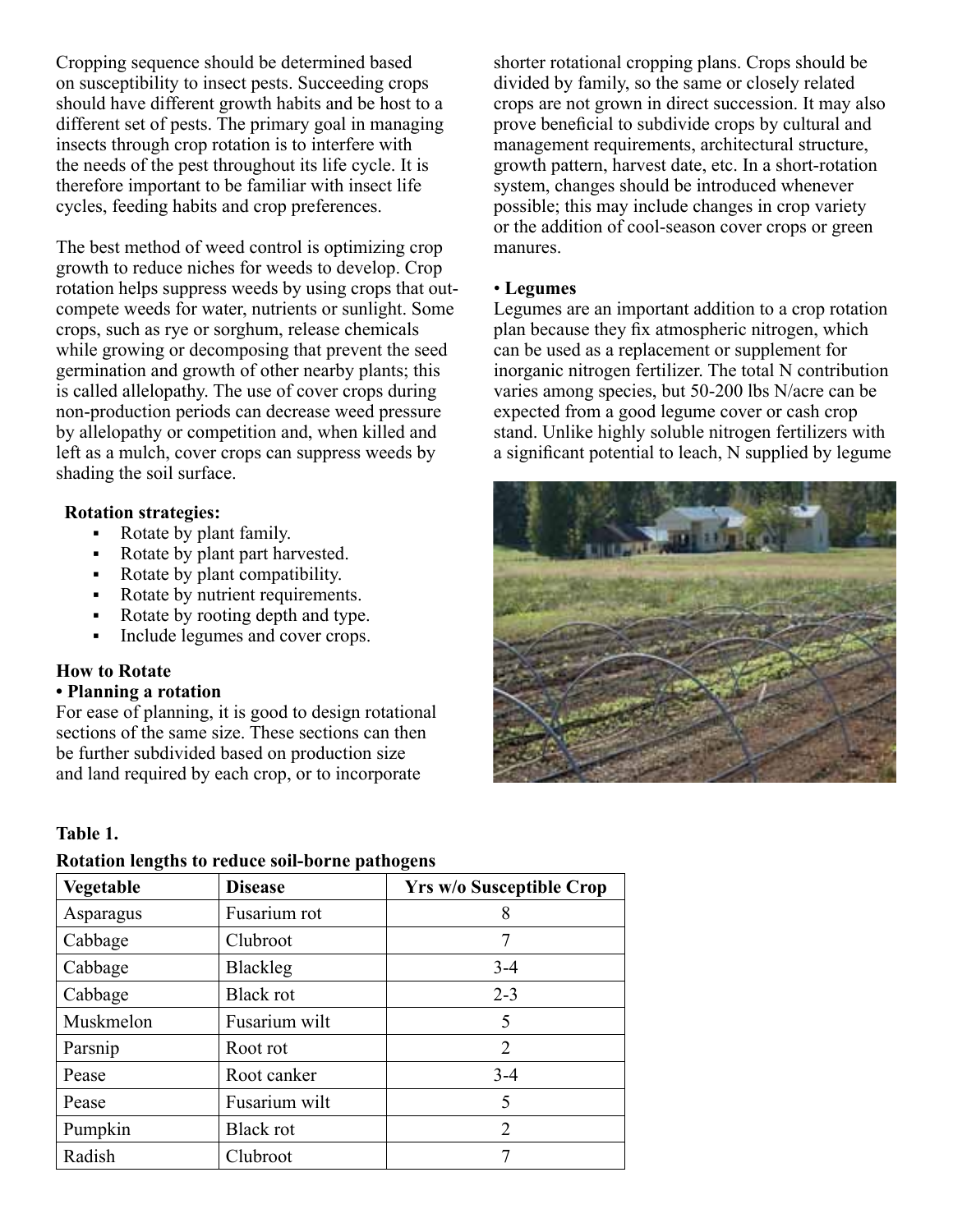Cropping sequence should be determined based on susceptibility to insect pests. Succeeding crops should have different growth habits and be host to a different set of pests. The primary goal in managing insects through crop rotation is to interfere with the needs of the pest throughout its life cycle. It is therefore important to be familiar with insect life cycles, feeding habits and crop preferences.

The best method of weed control is optimizing crop growth to reduce niches for weeds to develop. Crop rotation helps suppress weeds by using crops that out-compete weeds for water, nutrients or sunlight. Some crops, such as rye or sorghum, release chemicals while growing or decomposing that prevent the seed germination and growth of other nearby plants; this is called allelopathy. The use of cover crops during non-production periods can decrease weed pressure by allelopathy or competition and, when killed and left as a mulch, cover crops can suppress weeds by shading the soil surface.

**Rotation strategies:**

- Rotate by plant family.
- Rotate by plant part harvested.
- Rotate by plant compatibility.
- Rotate by nutrient requirements.
- Rotate by rooting depth and type.
- Include legumes and cover crops.

**How to Rotate**

**• Planning a rotation**

For ease of planning, it is good to design rotational sections of the same size. These sections can then be further subdivided based on production size and land required by each crop, or to incorporate shorter rotational cropping plans. Crops should be divided by family, so the same or closely related crops are not grown in direct succession. It may also prove beneficial to subdivide crops by cultural and management requirements, architectural structure, growth pattern, harvest date, etc. In a short-rotation system, changes should be introduced whenever possible; this may include changes in crop variety or the addition of cool-season cover crops or green manures.

**• Legumes**

Legumes are an important addition to a crop rotation plan because they fix atmospheric nitrogen, which can be used as a replacement or supplement for inorganic nitrogen fertilizer. The total N contribution varies among species, but 50-200 lbs N/acre can be expected from a good legume cover or cash crop stand. Unlike highly soluble nitrogen fertilizers with a significant potential to leach, N supplied by legume

**Table 1.**

**Rotation lengths to reduce soil-borne pathogens**

| Vegetable | Disease | Yrs w/o Susceptible Crop |
|---|---|---|
| Asparagus | Fusarium rot | 8 |
| Cabbage | Clubroot | 7 |
| Cabbage | Blackleg | 3-4 |
| Cabbage | Black rot | 2-3 |
| Muskmelon | Fusarium wilt | 5 |
| Parsnip | Root rot | 2 |
| Pease | Root canker | 3-4 |
| Pease | Fusarium wilt | 5 |
| Pumpkin | Black rot | 2 |
| Radish | Clubroot | 7 |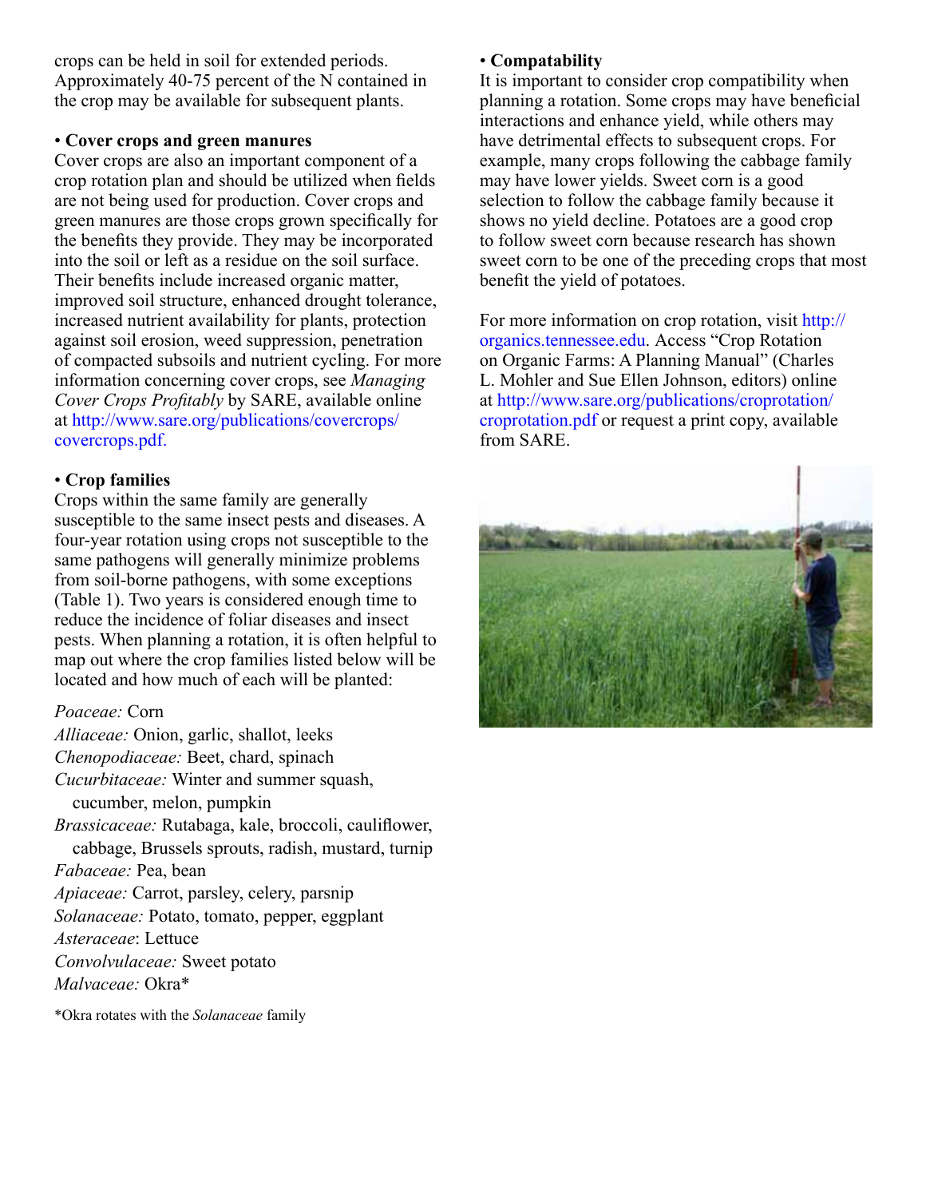crops can be held in soil for extended periods. Approximately 40-75 percent of the N contained in the crop may be available for subsequent plants.

• **Cover crops and green manures**
Cover crops are also an important component of a crop rotation plan and should be utilized when fields are not being used for production. Cover crops and green manures are those crops grown specifically for the benefits they provide. They may be incorporated into the soil or left as a residue on the soil surface. Their benefits include increased organic matter, improved soil structure, enhanced drought tolerance, increased nutrient availability for plants, protection against soil erosion, weed suppression, penetration of compacted subsoils and nutrient cycling. For more information concerning cover crops, see *Managing Cover Crops Profitably* by SARE, available online at http://www.sare.org/publications/covercrops/covercrops.pdf.

• **Crop families**
Crops within the same family are generally susceptible to the same insect pests and diseases. A four-year rotation using crops not susceptible to the same pathogens will generally minimize problems from soil-borne pathogens, with some exceptions (Table 1). Two years is considered enough time to reduce the incidence of foliar diseases and insect pests. When planning a rotation, it is often helpful to map out where the crop families listed below will be located and how much of each will be planted:

*Poaceae:* Corn
*Alliaceae:* Onion, garlic, shallot, leeks
*Chenopodiaceae:* Beet, chard, spinach
*Cucurbitaceae:* Winter and summer squash, cucumber, melon, pumpkin
*Brassicaceae:* Rutabaga, kale, broccoli, cauliflower, cabbage, Brussels sprouts, radish, mustard, turnip
*Fabaceae:* Pea, bean
*Apiaceae:* Carrot, parsley, celery, parsnip
*Solanaceae:* Potato, tomato, pepper, eggplant
*Asteraceae*: Lettuce
*Convolvulaceae:* Sweet potato
*Malvaceae:* Okra*

*Okra rotates with the *Solanaceae* family

• **Compatability**
It is important to consider crop compatibility when planning a rotation. Some crops may have beneficial interactions and enhance yield, while others may have detrimental effects to subsequent crops. For example, many crops following the cabbage family may have lower yields. Sweet corn is a good selection to follow the cabbage family because it shows no yield decline. Potatoes are a good crop to follow sweet corn because research has shown sweet corn to be one of the preceding crops that most benefit the yield of potatoes.

For more information on crop rotation, visit http://organics.tennessee.edu. Access "Crop Rotation on Organic Farms: A Planning Manual" (Charles L. Mohler and Sue Ellen Johnson, editors) online at http://www.sare.org/publications/croprotation/croprotation.pdf or request a print copy, available from SARE.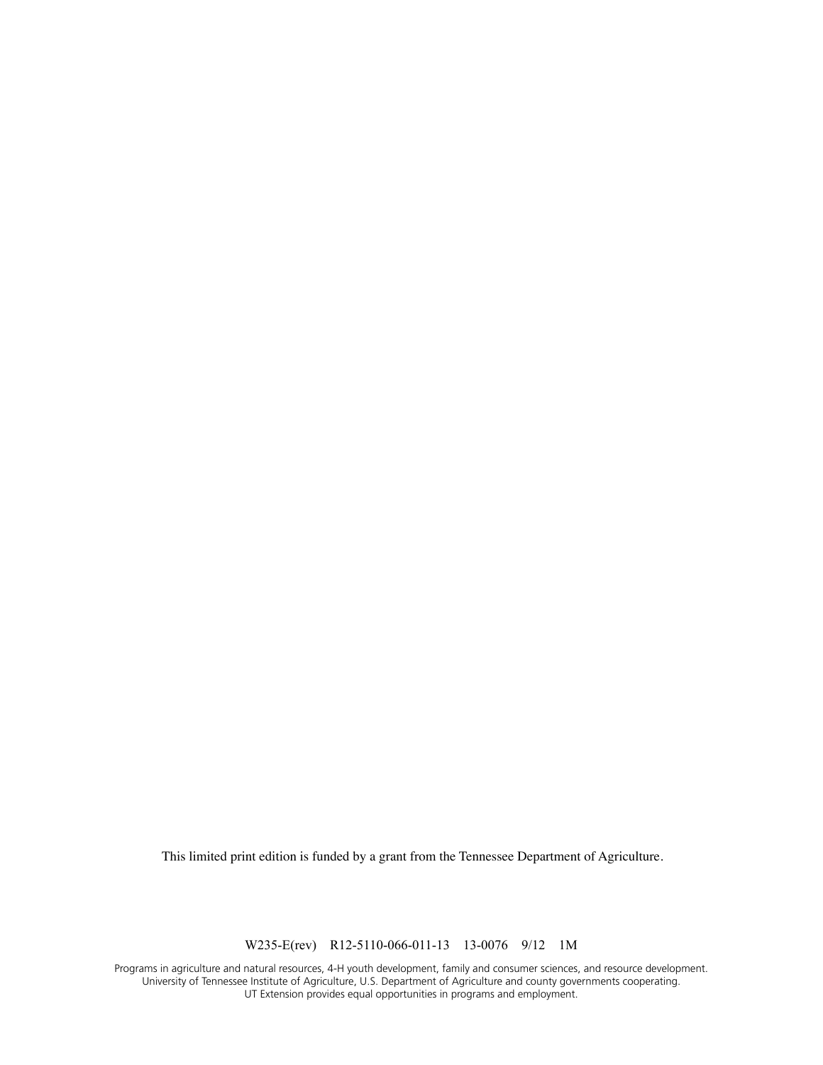This limited print edition is funded by a grant from the Tennessee Department of Agriculture.

W235-E(rev) R12-5110-066-011-13 13-0076 9/12 1M

Programs in agriculture and natural resources, 4-H youth development, family and consumer sciences, and resource development.
University of Tennessee Institute of Agriculture, U.S. Department of Agriculture and county governments cooperating.
UT Extension provides equal opportunities in programs and employment.